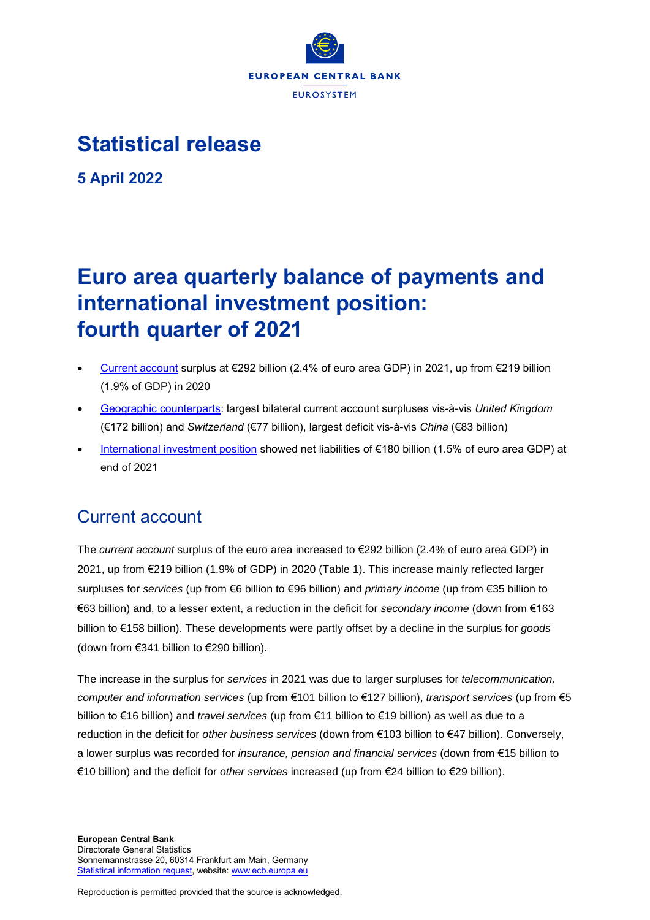EUROPEAN CENTRAL BANK

EUROSYSTEM

# Statistical release

**5 April 2022**

# Euro area quarterly balance of payments and international investment position: fourth quarter of 2021

- Current account surplus at €292 billion (2.4% of euro area GDP) in 2021, up from €219 billion (1.9% of GDP) in 2020
- Geographic counterparts: largest bilateral current account surpluses vis-à-vis *United Kingdom* (€172 billion) and *Switzerland* (€77 billion), largest deficit vis-à-vis *China* (€83 billion)
- International investment position showed net liabilities of €180 billion (1.5% of euro area GDP) at end of 2021

## Current account

The *current account* surplus of the euro area increased to €292 billion (2.4% of euro area GDP) in 2021, up from €219 billion (1.9% of GDP) in 2020 (Table 1). This increase mainly reflected larger surpluses for *services* (up from €6 billion to €96 billion) and *primary income* (up from €35 billion to €63 billion) and, to a lesser extent, a reduction in the deficit for *secondary income* (down from €163 billion to €158 billion). These developments were partly offset by a decline in the surplus for *goods* (down from €341 billion to €290 billion).

The increase in the surplus for *services* in 2021 was due to larger surpluses for *telecommunication, computer and information services* (up from €101 billion to €127 billion), *transport services* (up from €5 billion to €16 billion) and *travel services* (up from €11 billion to €19 billion) as well as due to a reduction in the deficit for *other business services* (down from €103 billion to €47 billion). Conversely, a lower surplus was recorded for *insurance, pension and financial services* (down from €15 billion to €10 billion) and the deficit for *other services* increased (up from €24 billion to €29 billion).

**European Central Bank**
Directorate General Statistics
Sonnemannstrasse 20, 60314 Frankfurt am Main, Germany
Statistical information request, website: www.ecb.europa.eu

Reproduction is permitted provided that the source is acknowledged.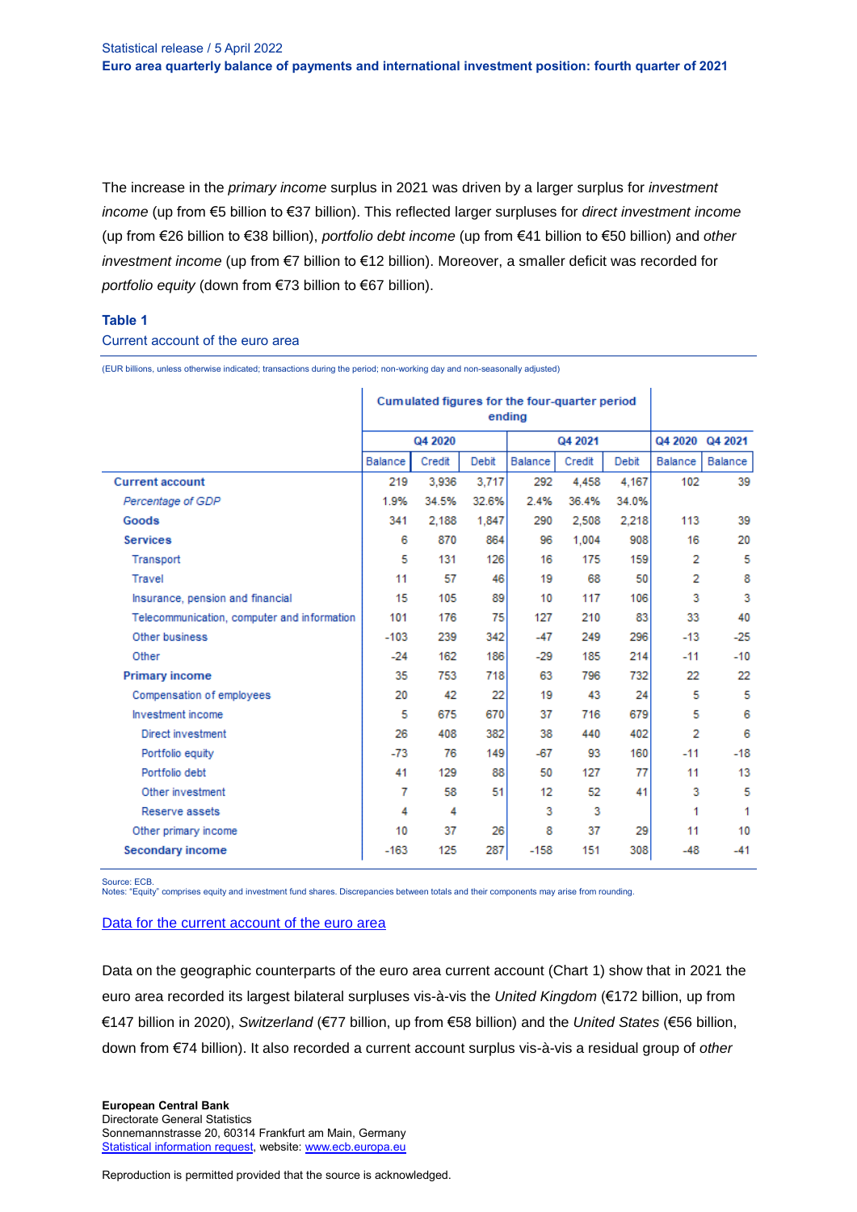The increase in the *primary income* surplus in 2021 was driven by a larger surplus for *investment income* (up from €5 billion to €37 billion). This reflected larger surpluses for *direct investment income* (up from €26 billion to €38 billion), *portfolio debt income* (up from €41 billion to €50 billion) and *other investment income* (up from €7 billion to €12 billion). Moreover, a smaller deficit was recorded for *portfolio equity* (down from €73 billion to €67 billion).

**Table 1**

Current account of the euro area

(EUR billions, unless otherwise indicated; transactions during the period; non-working day and non-seasonally adjusted)

| | Cumulated figures for the four-quarter period ending | | | | | | | |
|---|---|---|---|---|---|---|---|---|
| | Q4 2020 | | | Q4 2021 | | | Q4 2020 | Q4 2021 |
| | Balance | Credit | Debit | Balance | Credit | Debit | Balance | Balance |
| **Current account** | 219 | 3,936 | 3,717 | 292 | 4,458 | 4,167 | 102 | 39 |
| *Percentage of GDP* | 1.9% | 34.5% | 32.6% | 2.4% | 36.4% | 34.0% | | |
| **Goods** | 341 | 2,188 | 1,847 | 290 | 2,508 | 2,218 | 113 | 39 |
| **Services** | 6 | 870 | 864 | 96 | 1,004 | 908 | 16 | 20 |
| Transport | 5 | 131 | 126 | 16 | 175 | 159 | 2 | 5 |
| Travel | 11 | 57 | 46 | 19 | 68 | 50 | 2 | 8 |
| Insurance, pension and financial | 15 | 105 | 89 | 10 | 117 | 106 | 3 | 3 |
| Telecommunication, computer and information | 101 | 176 | 75 | 127 | 210 | 83 | 33 | 40 |
| Other business | -103 | 239 | 342 | -47 | 249 | 296 | -13 | -25 |
| Other | -24 | 162 | 186 | -29 | 185 | 214 | -11 | -10 |
| **Primary income** | 35 | 753 | 718 | 63 | 796 | 732 | 22 | 22 |
| Compensation of employees | 20 | 42 | 22 | 19 | 43 | 24 | 5 | 5 |
| Investment income | 5 | 675 | 670 | 37 | 716 | 679 | 5 | 6 |
| Direct investment | 26 | 408 | 382 | 38 | 440 | 402 | 2 | 6 |
| Portfolio equity | -73 | 76 | 149 | -67 | 93 | 160 | -11 | -18 |
| Portfolio debt | 41 | 129 | 88 | 50 | 127 | 77 | 11 | 13 |
| Other investment | 7 | 58 | 51 | 12 | 52 | 41 | 3 | 5 |
| Reserve assets | 4 | 4 | | 3 | 3 | | 1 | 1 |
| Other primary income | 10 | 37 | 26 | 8 | 37 | 29 | 11 | 10 |
| **Secondary income** | -163 | 125 | 287 | -158 | 151 | 308 | -48 | -41 |

Source: ECB.
Notes: "Equity" comprises equity and investment fund shares. Discrepancies between totals and their components may arise from rounding.

[Data for the current account of the euro area]

Data on the geographic counterparts of the euro area current account (Chart 1) show that in 2021 the euro area recorded its largest bilateral surpluses vis-à-vis the *United Kingdom* (€172 billion, up from €147 billion in 2020), *Switzerland* (€77 billion, up from €58 billion) and the *United States* (€56 billion, down from €74 billion). It also recorded a current account surplus vis-à-vis a residual group of *other*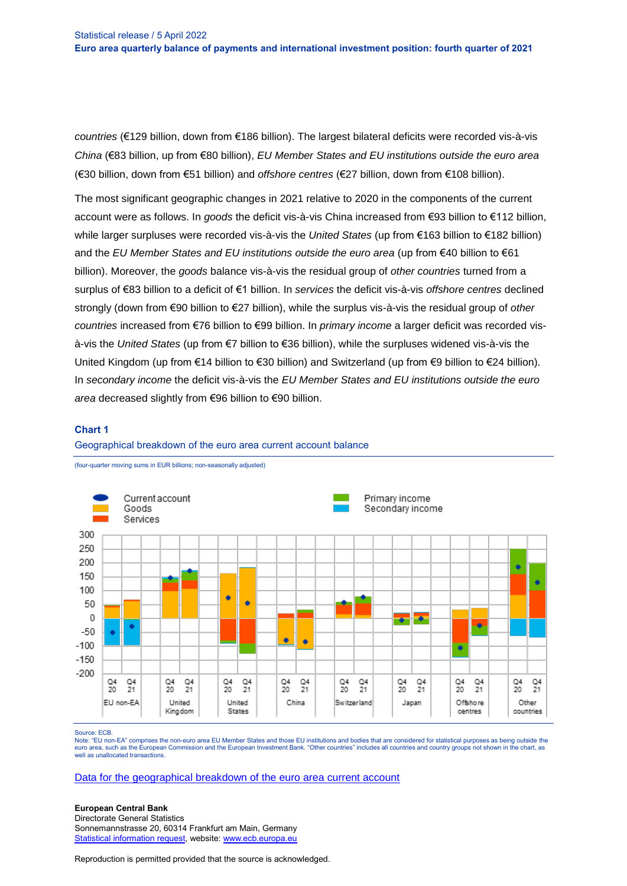*countries* (€129 billion, down from €186 billion). The largest bilateral deficits were recorded vis-à-vis *China* (€83 billion, up from €80 billion), *EU Member States and EU institutions outside the euro area* (€30 billion, down from €51 billion) and *offshore centres* (€27 billion, down from €108 billion).

The most significant geographic changes in 2021 relative to 2020 in the components of the current account were as follows. In *goods* the deficit vis-à-vis China increased from €93 billion to €112 billion, while larger surpluses were recorded vis-à-vis the *United States* (up from €163 billion to €182 billion) and the *EU Member States and EU institutions outside the euro area* (up from €40 billion to €61 billion). Moreover, the *goods* balance vis-à-vis the residual group of *other countries* turned from a surplus of €83 billion to a deficit of €1 billion. In *services* the deficit vis-à-vis *offshore centres* declined strongly (down from €90 billion to €27 billion), while the surplus vis-à-vis the residual group of *other countries* increased from €76 billion to €99 billion. In *primary income* a larger deficit was recorded vis-à-vis the *United States* (up from €7 billion to €36 billion), while the surpluses widened vis-à-vis the United Kingdom (up from €14 billion to €30 billion) and Switzerland (up from €9 billion to €24 billion). In *secondary income* the deficit vis-à-vis the *EU Member States and EU institutions outside the euro area* decreased slightly from €96 billion to €90 billion.

**Chart 1**

Geographical breakdown of the euro area current account balance

(four-quarter moving sums in EUR billions; non-seasonally adjusted)

Source: ECB.
Note: "EU non-EA" comprises the non-euro area EU Member States and those EU institutions and bodies that are considered for statistical purposes as being outside the euro area, such as the European Commission and the European Investment Bank. "Other countries" includes all countries and country groups not shown in the chart, as well as unallocated transactions.

[Data for the geographical breakdown of the euro area current account](#)

**European Central Bank**
Directorate General Statistics
Sonnemannstrasse 20, 60314 Frankfurt am Main, Germany
[Statistical information request](#), website: [www.ecb.europa.eu](#)

Reproduction is permitted provided that the source is acknowledged.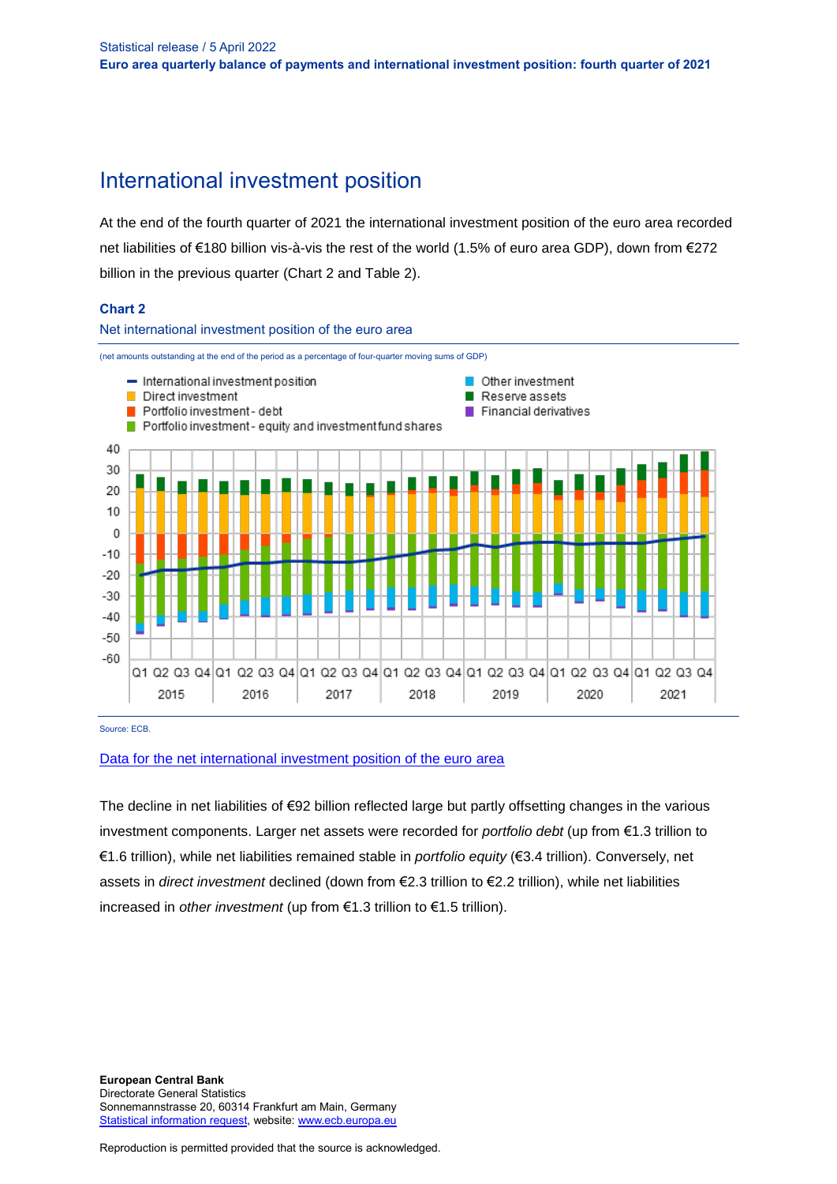# International investment position

At the end of the fourth quarter of 2021 the international investment position of the euro area recorded net liabilities of €180 billion vis-à-vis the rest of the world (1.5% of euro area GDP), down from €272 billion in the previous quarter (Chart 2 and Table 2).

**Chart 2**

Net international investment position of the euro area

(net amounts outstanding at the end of the period as a percentage of four-quarter moving sums of GDP)

Source: ECB.

[Data for the net international investment position of the euro area](Data for the net international investment position of the euro area)

The decline in net liabilities of €92 billion reflected large but partly offsetting changes in the various investment components. Larger net assets were recorded for *portfolio debt* (up from €1.3 trillion to €1.6 trillion), while net liabilities remained stable in *portfolio equity* (€3.4 trillion). Conversely, net assets in *direct investment* declined (down from €2.3 trillion to €2.2 trillion), while net liabilities increased in *other investment* (up from €1.3 trillion to €1.5 trillion).

**European Central Bank**
Directorate General Statistics
Sonnemannstrasse 20, 60314 Frankfurt am Main, Germany
Statistical information request, website: www.ecb.europa.eu

Reproduction is permitted provided that the source is acknowledged.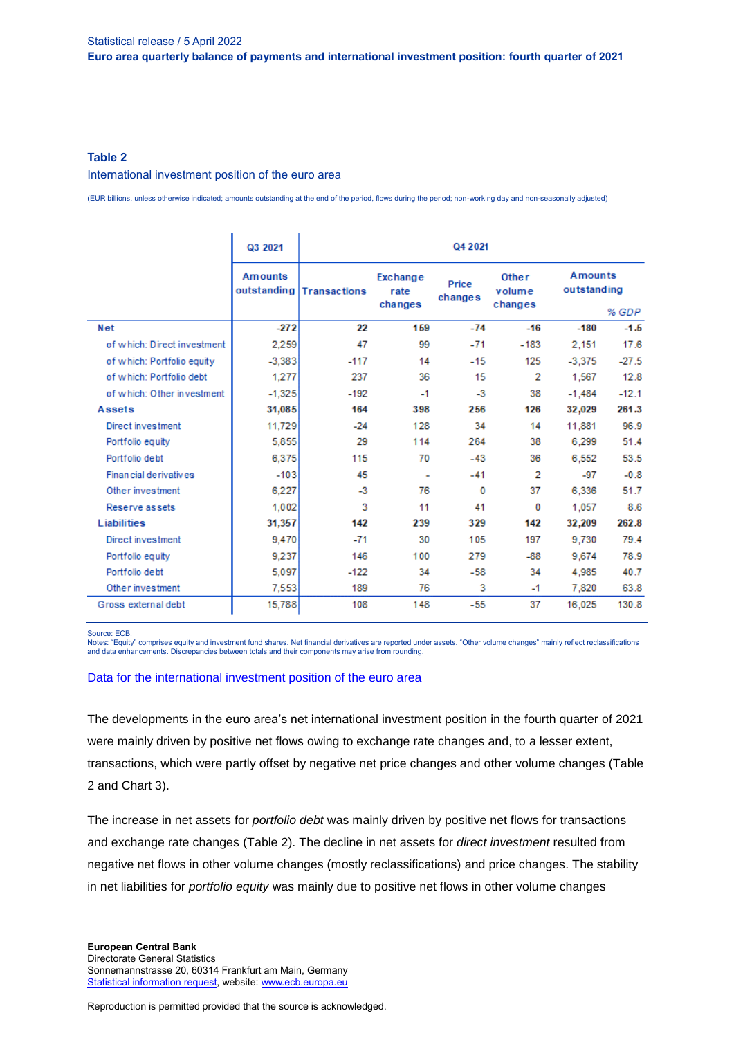### Table 2

International investment position of the euro area

(EUR billions, unless otherwise indicated; amounts outstanding at the end of the period, flows during the period; non-working day and non-seasonally adjusted)

| | Q3 2021 | Q4 2021 | | | | | |
|---|---|---|---|---|---|---|---|
| | Amounts outstanding | Transactions | Exchange rate changes | Price changes | Other volume changes | Amounts outstanding | % GDP |
| **Net** | **-272** | **22** | **159** | **-74** | **-16** | **-180** | **-1.5** |
| of which: Direct investment | 2,259 | 47 | 99 | -71 | -183 | 2,151 | 17.6 |
| of which: Portfolio equity | -3,383 | -117 | 14 | -15 | 125 | -3,375 | -27.5 |
| of which: Portfolio debt | 1,277 | 237 | 36 | 15 | 2 | 1,567 | 12.8 |
| of which: Other investment | -1,325 | -192 | -1 | -3 | 38 | -1,484 | -12.1 |
| **Assets** | **31,085** | **164** | **398** | **256** | **126** | **32,029** | **261.3** |
| Direct investment | 11,729 | -24 | 128 | 34 | 14 | 11,881 | 96.9 |
| Portfolio equity | 5,855 | 29 | 114 | 264 | 38 | 6,299 | 51.4 |
| Portfolio debt | 6,375 | 115 | 70 | -43 | 36 | 6,552 | 53.5 |
| Financial derivatives | -103 | 45 | - | -41 | 2 | -97 | -0.8 |
| Other investment | 6,227 | -3 | 76 | 0 | 37 | 6,336 | 51.7 |
| Reserve assets | 1,002 | 3 | 11 | 41 | 0 | 1,057 | 8.6 |
| **Liabilities** | **31,357** | **142** | **239** | **329** | **142** | **32,209** | **262.8** |
| Direct investment | 9,470 | -71 | 30 | 105 | 197 | 9,730 | 79.4 |
| Portfolio equity | 9,237 | 146 | 100 | 279 | -88 | 9,674 | 78.9 |
| Portfolio debt | 5,097 | -122 | 34 | -58 | 34 | 4,985 | 40.7 |
| Other investment | 7,553 | 189 | 76 | 3 | -1 | 7,820 | 63.8 |
| Gross external debt | 15,788 | 108 | 148 | -55 | 37 | 16,025 | 130.8 |

Source: ECB.
Notes: "Equity" comprises equity and investment fund shares. Net financial derivatives are reported under assets. "Other volume changes" mainly reflect reclassifications and data enhancements. Discrepancies between totals and their components may arise from rounding.

[Data for the international investment position of the euro area](#)

The developments in the euro area's net international investment position in the fourth quarter of 2021 were mainly driven by positive net flows owing to exchange rate changes and, to a lesser extent, transactions, which were partly offset by negative net price changes and other volume changes (Table 2 and Chart 3).

The increase in net assets for *portfolio debt* was mainly driven by positive net flows for transactions and exchange rate changes (Table 2). The decline in net assets for *direct investment* resulted from negative net flows in other volume changes (mostly reclassifications) and price changes. The stability in net liabilities for *portfolio equity* was mainly due to positive net flows in other volume changes

**European Central Bank**
Directorate General Statistics
Sonnemannstrasse 20, 60314 Frankfurt am Main, Germany
Statistical information request, website: www.ecb.europa.eu

Reproduction is permitted provided that the source is acknowledged.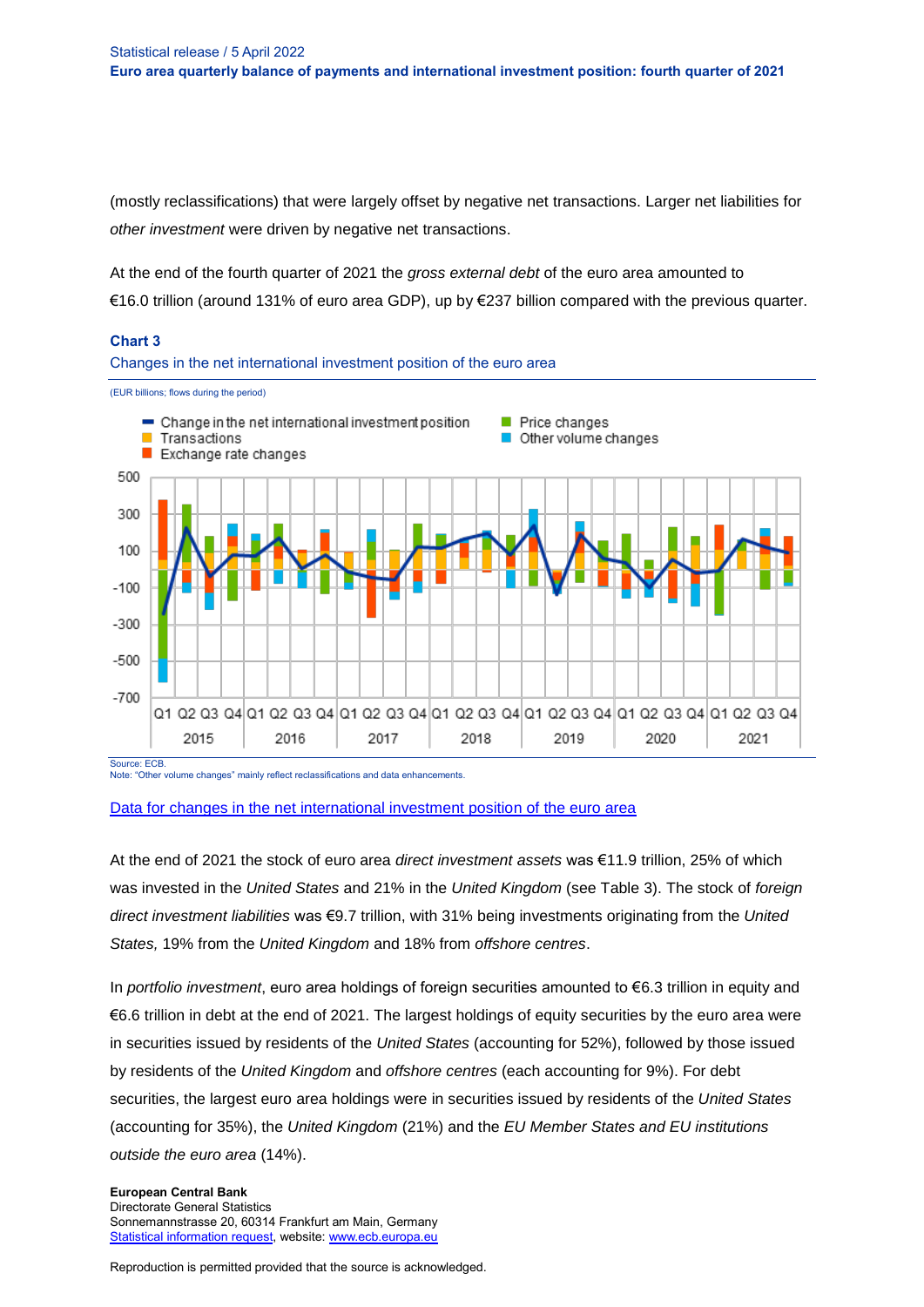(mostly reclassifications) that were largely offset by negative net transactions. Larger net liabilities for *other investment* were driven by negative net transactions.

At the end of the fourth quarter of 2021 the *gross external debt* of the euro area amounted to €16.0 trillion (around 131% of euro area GDP), up by €237 billion compared with the previous quarter.

### Chart 3

Changes in the net international investment position of the euro area

(EUR billions; flows during the period)

Source: ECB.
Note: "Other volume changes" mainly reflect reclassifications and data enhancements.

[Data for changes in the net international investment position of the euro area]

At the end of 2021 the stock of euro area *direct investment assets* was €11.9 trillion, 25% of which was invested in the *United States* and 21% in the *United Kingdom* (see Table 3). The stock of *foreign direct investment liabilities* was €9.7 trillion, with 31% being investments originating from the *United States,* 19% from the *United Kingdom* and 18% from *offshore centres*.

In *portfolio investment*, euro area holdings of foreign securities amounted to €6.3 trillion in equity and €6.6 trillion in debt at the end of 2021. The largest holdings of equity securities by the euro area were in securities issued by residents of the *United States* (accounting for 52%), followed by those issued by residents of the *United Kingdom* and *offshore centres* (each accounting for 9%). For debt securities, the largest euro area holdings were in securities issued by residents of the *United States* (accounting for 35%), the *United Kingdom* (21%) and the *EU Member States and EU institutions outside the euro area* (14%).

**European Central Bank**
Directorate General Statistics
Sonnemannstrasse 20, 60314 Frankfurt am Main, Germany
Statistical information request, website: www.ecb.europa.eu

Reproduction is permitted provided that the source is acknowledged.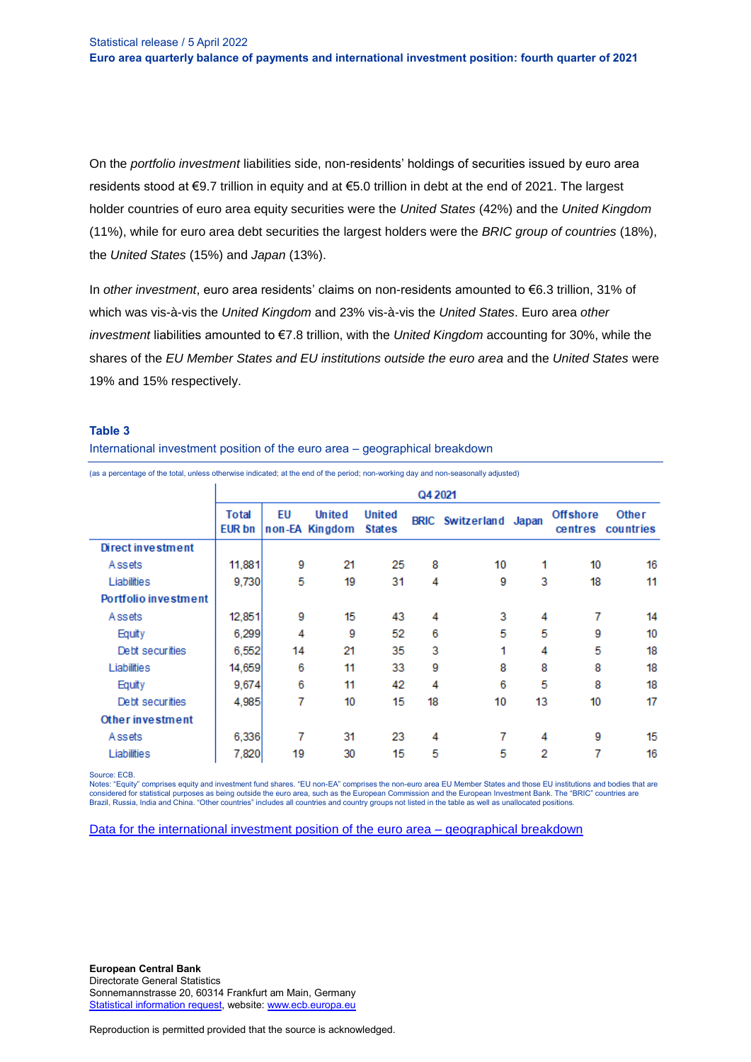On the *portfolio investment* liabilities side, non-residents' holdings of securities issued by euro area residents stood at €9.7 trillion in equity and at €5.0 trillion in debt at the end of 2021. The largest holder countries of euro area equity securities were the *United States* (42%) and the *United Kingdom* (11%), while for euro area debt securities the largest holders were the *BRIC group of countries* (18%), the *United States* (15%) and *Japan* (13%).

In *other investment*, euro area residents' claims on non-residents amounted to €6.3 trillion, 31% of which was vis-à-vis the *United Kingdom* and 23% vis-à-vis the *United States*. Euro area *other investment* liabilities amounted to €7.8 trillion, with the *United Kingdom* accounting for 30%, while the shares of the *EU Member States and EU institutions outside the euro area* and the *United States* were 19% and 15% respectively.

**Table 3**

International investment position of the euro area – geographical breakdown

(as a percentage of the total, unless otherwise indicated; at the end of the period; non-working day and non-seasonally adjusted)

| | Q4 2021 | | | | | | | | |
|---|---|---|---|---|---|---|---|---|---|
| | Total EUR bn | EU non-EA | United Kingdom | United States | BRIC | Switzerland | Japan | Offshore centres | Other countries |
| **Direct investment** | | | | | | | | | |
| Assets | 11,881 | 9 | 21 | 25 | 8 | 10 | 1 | 10 | 16 |
| Liabilities | 9,730 | 5 | 19 | 31 | 4 | 9 | 3 | 18 | 11 |
| **Portfolio investment** | | | | | | | | | |
| Assets | 12,851 | 9 | 15 | 43 | 4 | 3 | 4 | 7 | 14 |
| Equity | 6,299 | 4 | 9 | 52 | 6 | 5 | 5 | 9 | 10 |
| Debt securities | 6,552 | 14 | 21 | 35 | 3 | 1 | 4 | 5 | 18 |
| Liabilities | 14,659 | 6 | 11 | 33 | 9 | 8 | 8 | 8 | 18 |
| Equity | 9,674 | 6 | 11 | 42 | 4 | 6 | 5 | 8 | 18 |
| Debt securities | 4,985 | 7 | 10 | 15 | 18 | 10 | 13 | 10 | 17 |
| **Other investment** | | | | | | | | | |
| Assets | 6,336 | 7 | 31 | 23 | 4 | 7 | 4 | 9 | 15 |
| Liabilities | 7,820 | 19 | 30 | 15 | 5 | 5 | 2 | 7 | 16 |

Source: ECB.
Notes: "Equity" comprises equity and investment fund shares. "EU non-EA" comprises the non-euro area EU Member States and those EU institutions and bodies that are considered for statistical purposes as being outside the euro area, such as the European Commission and the European Investment Bank. The "BRIC" countries are Brazil, Russia, India and China. "Other countries" includes all countries and country groups not listed in the table as well as unallocated positions.

Data for the international investment position of the euro area – geographical breakdown

**European Central Bank**
Directorate General Statistics
Sonnemannstrasse 20, 60314 Frankfurt am Main, Germany
Statistical information request, website: www.ecb.europa.eu

Reproduction is permitted provided that the source is acknowledged.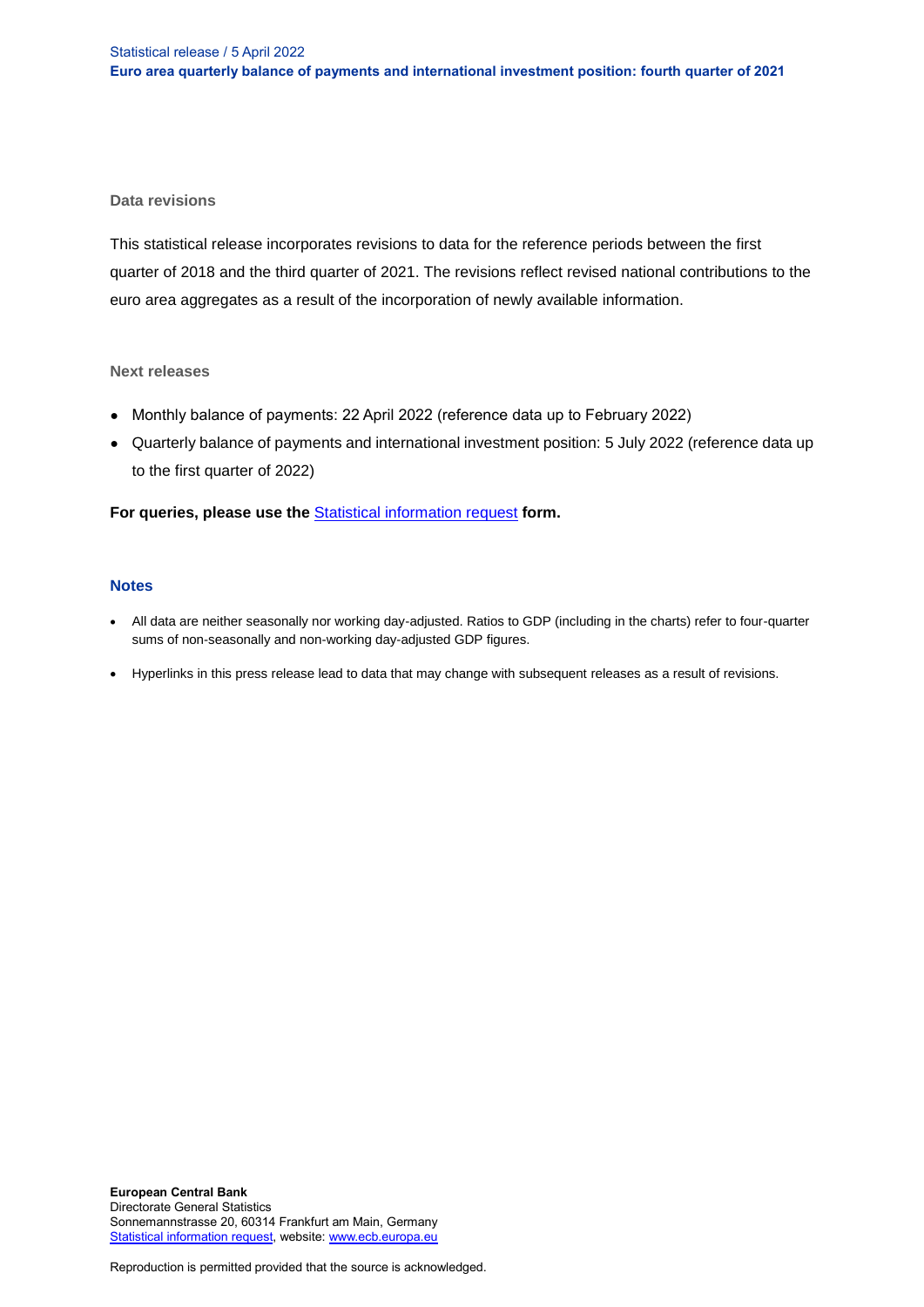**Data revisions**

This statistical release incorporates revisions to data for the reference periods between the first quarter of 2018 and the third quarter of 2021. The revisions reflect revised national contributions to the euro area aggregates as a result of the incorporation of newly available information.

**Next releases**

- Monthly balance of payments: 22 April 2022 (reference data up to February 2022)
- Quarterly balance of payments and international investment position: 5 July 2022 (reference data up to the first quarter of 2022)

**For queries, please use the** Statistical information request **form.**

## Notes

- All data are neither seasonally nor working day-adjusted. Ratios to GDP (including in the charts) refer to four-quarter sums of non-seasonally and non-working day-adjusted GDP figures.
- Hyperlinks in this press release lead to data that may change with subsequent releases as a result of revisions.

**European Central Bank**
Directorate General Statistics
Sonnemannstrasse 20, 60314 Frankfurt am Main, Germany
Statistical information request, website: www.ecb.europa.eu

Reproduction is permitted provided that the source is acknowledged.